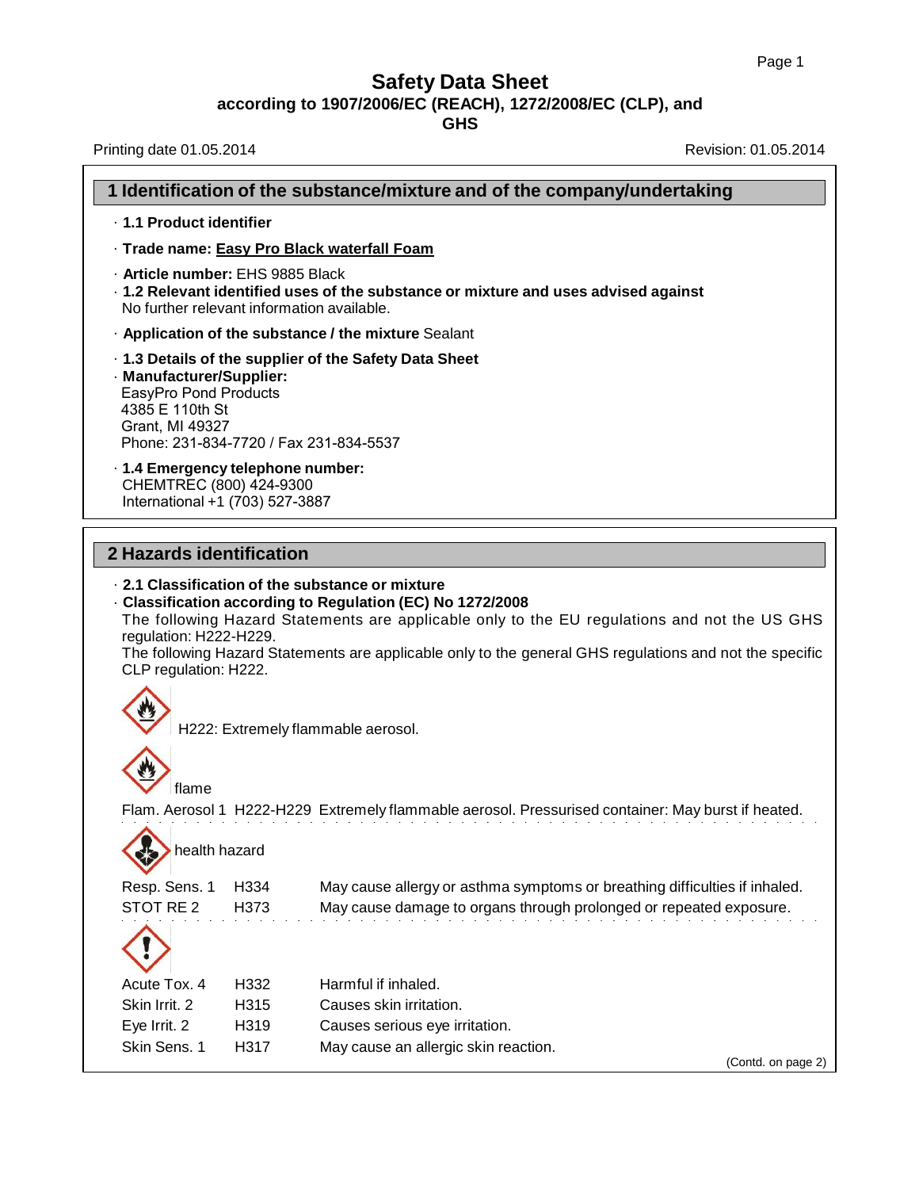# Safety Data Sheet

**according to 1907/2006/EC (REACH), 1272/2008/EC (CLP), and GHS**

Printing date 01.05.2014 Revision: 01.05.2014

## 1 Identification of the substance/mixture and of the company/undertaking

· **1.1 Product identifier**

· **Trade name: Easy Pro Black waterfall Foam**

· **Article number:** EHS 9885 Black

· **1.2 Relevant identified uses of the substance or mixture and uses advised against**
No further relevant information available.

· **Application of the substance / the mixture** Sealant

· **1.3 Details of the supplier of the Safety Data Sheet**

· **Manufacturer/Supplier:**
EasyPro Pond Products
4385 E 110th St
Grant, MI 49327
Phone: 231-834-7720 / Fax 231-834-5537

· **1.4 Emergency telephone number:**
CHEMTREC (800) 424-9300
International +1 (703) 527-3887

## 2 Hazards identification

· **2.1 Classification of the substance or mixture**

· **Classification according to Regulation (EC) No 1272/2008**
The following Hazard Statements are applicable only to the EU regulations and not the US GHS regulation: H222-H229.
The following Hazard Statements are applicable only to the general GHS regulations and not the specific CLP regulation: H222.

H222: Extremely flammable aerosol.

flame

Flam. Aerosol 1 H222-H229 Extremely flammable aerosol. Pressurised container: May burst if heated.

health hazard

| | | |
|---|---|---|
| Resp. Sens. 1 | H334 | May cause allergy or asthma symptoms or breathing difficulties if inhaled. |
| STOT RE 2 | H373 | May cause damage to organs through prolonged or repeated exposure. |

| | | |
|---|---|---|
| Acute Tox. 4 | H332 | Harmful if inhaled. |
| Skin Irrit. 2 | H315 | Causes skin irritation. |
| Eye Irrit. 2 | H319 | Causes serious eye irritation. |
| Skin Sens. 1 | H317 | May cause an allergic skin reaction. |

(Contd. on page 2)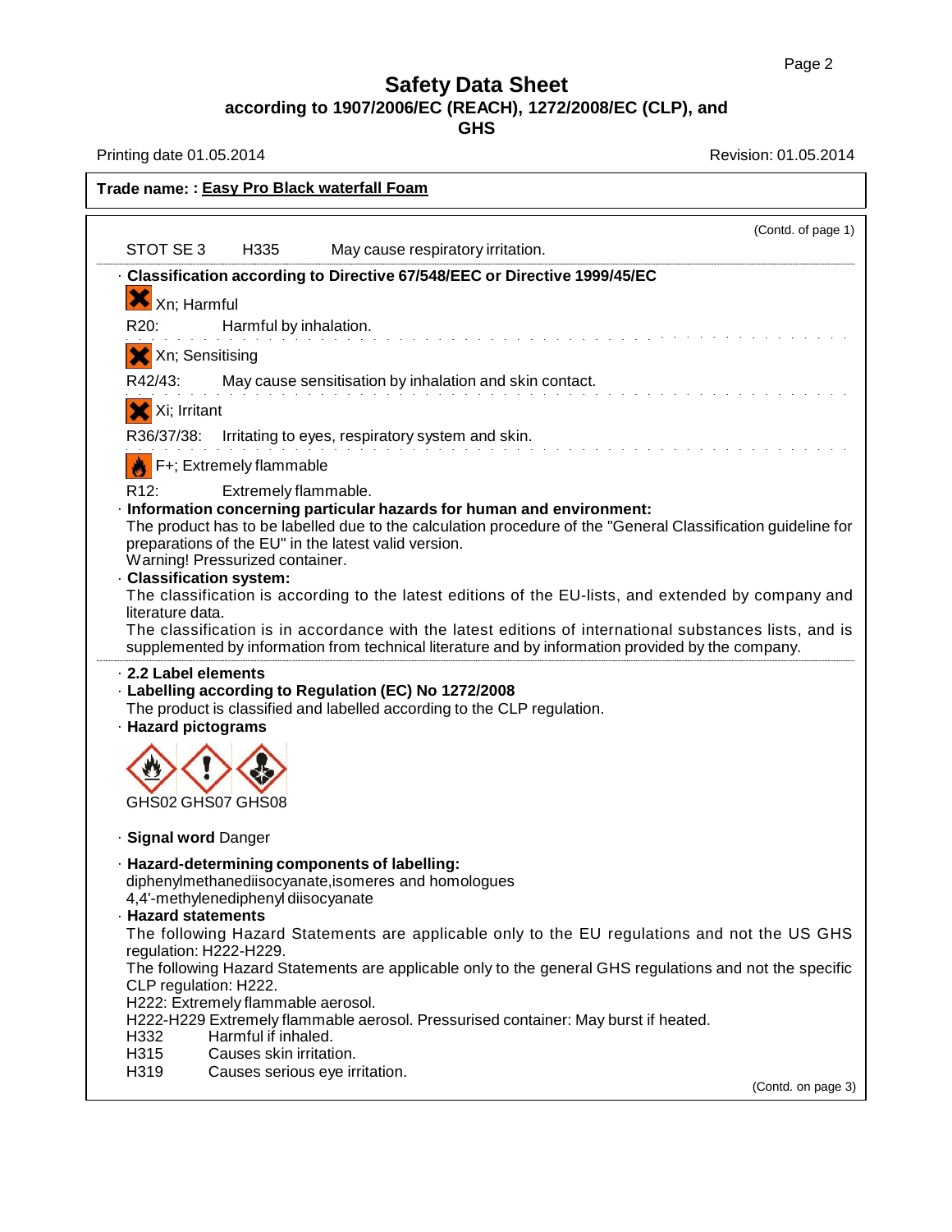# Safety Data Sheet
## according to 1907/2006/EC (REACH), 1272/2008/EC (CLP), and GHS

Printing date 01.05.2014 Revision: 01.05.2014

**Trade name: : Easy Pro Black waterfall Foam**

(Contd. of page 1)

STOT SE 3 H335 May cause respiratory irritation.

· **Classification according to Directive 67/548/EEC or Directive 1999/45/EC**

Xn; Harmful

R20: Harmful by inhalation.

Xn; Sensitising

R42/43: May cause sensitisation by inhalation and skin contact.

Xi; Irritant

R36/37/38: Irritating to eyes, respiratory system and skin.

F+; Extremely flammable

R12: Extremely flammable.

· **Information concerning particular hazards for human and environment:**
The product has to be labelled due to the calculation procedure of the "General Classification guideline for preparations of the EU" in the latest valid version.
Warning! Pressurized container.

· **Classification system:**
The classification is according to the latest editions of the EU-lists, and extended by company and literature data.
The classification is in accordance with the latest editions of international substances lists, and is supplemented by information from technical literature and by information provided by the company.

· **2.2 Label elements**
· **Labelling according to Regulation (EC) No 1272/2008**
The product is classified and labelled according to the CLP regulation.
· **Hazard pictograms**

GHS02 GHS07 GHS08

· **Signal word** Danger

· **Hazard-determining components of labelling:**
diphenylmethanediisocyanate,isomeres and homologues
4,4'-methylenediphenyl diisocyanate

· **Hazard statements**
The following Hazard Statements are applicable only to the EU regulations and not the US GHS regulation: H222-H229.
The following Hazard Statements are applicable only to the general GHS regulations and not the specific CLP regulation: H222.
H222: Extremely flammable aerosol.
H222-H229 Extremely flammable aerosol. Pressurised container: May burst if heated.
H332 Harmful if inhaled.
H315 Causes skin irritation.
H319 Causes serious eye irritation.

(Contd. on page 3)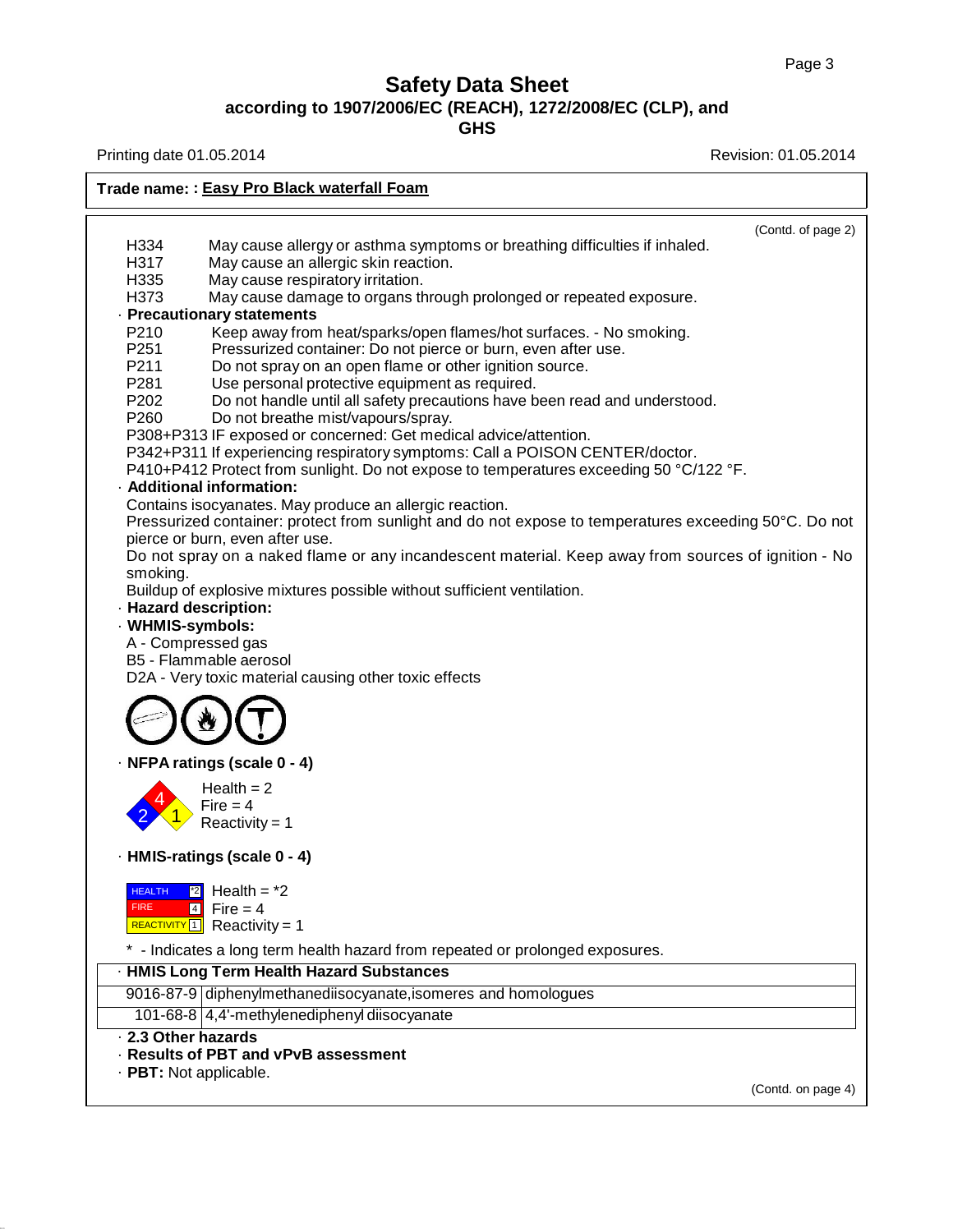# Safety Data Sheet
**according to 1907/2006/EC (REACH), 1272/2008/EC (CLP), and GHS**

Printing date 01.05.2014 | Revision: 01.05.2014

**Trade name: : Easy Pro Black waterfall Foam**

(Contd. of page 2)

H334 May cause allergy or asthma symptoms or breathing difficulties if inhaled.
H317 May cause an allergic skin reaction.
H335 May cause respiratory irritation.
H373 May cause damage to organs through prolonged or repeated exposure.

· **Precautionary statements**

P210 Keep away from heat/sparks/open flames/hot surfaces. - No smoking.
P251 Pressurized container: Do not pierce or burn, even after use.
P211 Do not spray on an open flame or other ignition source.
P281 Use personal protective equipment as required.
P202 Do not handle until all safety precautions have been read and understood.
P260 Do not breathe mist/vapours/spray.
P308+P313 IF exposed or concerned: Get medical advice/attention.
P342+P311 If experiencing respiratory symptoms: Call a POISON CENTER/doctor.
P410+P412 Protect from sunlight. Do not expose to temperatures exceeding 50 °C/122 °F.

· **Additional information:**

Contains isocyanates. May produce an allergic reaction.
Pressurized container: protect from sunlight and do not expose to temperatures exceeding 50°C. Do not pierce or burn, even after use.
Do not spray on a naked flame or any incandescent material. Keep away from sources of ignition - No smoking.
Buildup of explosive mixtures possible without sufficient ventilation.

· **Hazard description:**

· **WHMIS-symbols:**

A - Compressed gas
B5 - Flammable aerosol
D2A - Very toxic material causing other toxic effects

· **NFPA ratings (scale 0 - 4)**

Health = 2
Fire = 4
Reactivity = 1

· **HMIS-ratings (scale 0 - 4)**

HEALTH *2 Health = *2
FIRE 4 Fire = 4
REACTIVITY 1 Reactivity = 1

* - Indicates a long term health hazard from repeated or prolonged exposures.

· **HMIS Long Term Health Hazard Substances**

| | |
|---|---|
| 9016-87-9 | diphenylmethanediisocyanate,isomeres and homologues |
| 101-68-8 | 4,4'-methylenediphenyl diisocyanate |

· **2.3 Other hazards**

· **Results of PBT and vPvB assessment**

· **PBT:** Not applicable.

(Contd. on page 4)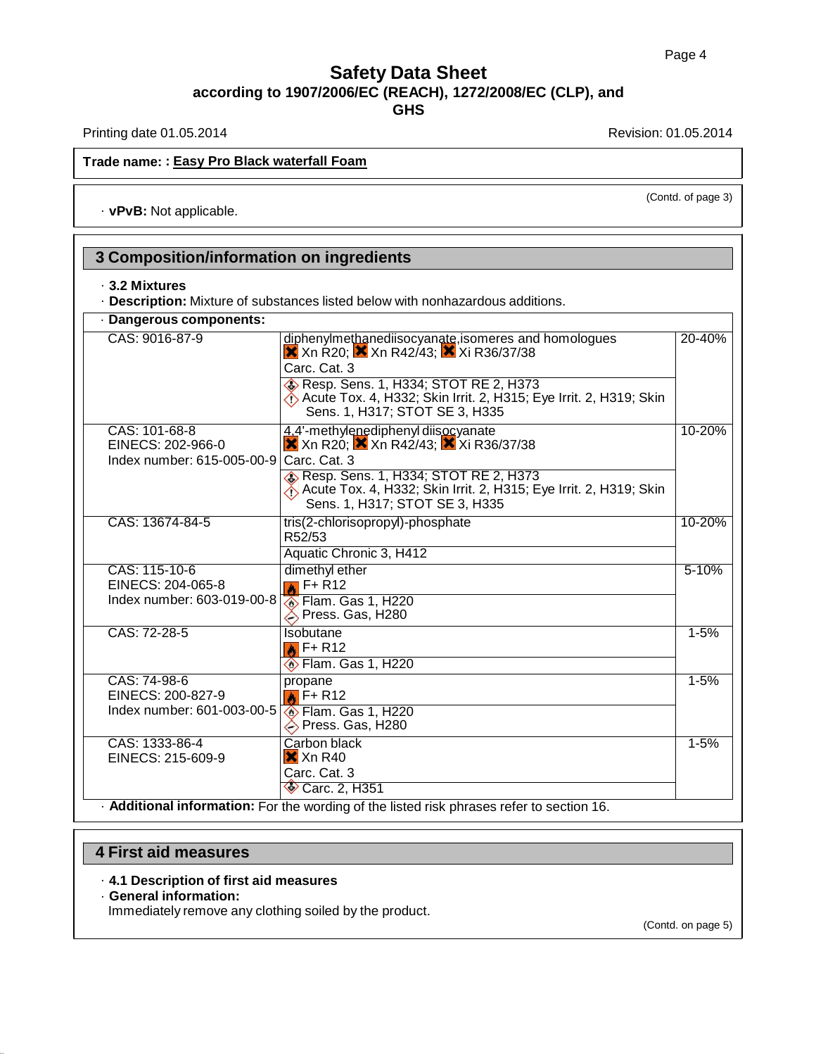**Safety Data Sheet**
**according to 1907/2006/EC (REACH), 1272/2008/EC (CLP), and GHS**

Printing date 01.05.2014 Revision: 01.05.2014

**Trade name: : Easy Pro Black waterfall Foam**

(Contd. of page 3)

· **vPvB:** Not applicable.

## 3 Composition/information on ingredients

· **3.2 Mixtures**
· **Description:** Mixture of substances listed below with nonhazardous additions.

· **Dangerous components:**

| | | |
|---|---|---|
| CAS: 9016-87-9 | diphenylmethanediisocyanate,isomeres and homologues<br>Xn R20; Xn R42/43; Xi R36/37/38<br>Carc. Cat. 3<br>Resp. Sens. 1, H334; STOT RE 2, H373<br>Acute Tox. 4, H332; Skin Irrit. 2, H315; Eye Irrit. 2, H319; Skin Sens. 1, H317; STOT SE 3, H335 | 20-40% |
| CAS: 101-68-8<br>EINECS: 202-966-0<br>Index number: 615-005-00-9 | 4,4'-methylenediphenyl diisocyanate<br>Xn R20; Xn R42/43; Xi R36/37/38<br>Carc. Cat. 3<br>Resp. Sens. 1, H334; STOT RE 2, H373<br>Acute Tox. 4, H332; Skin Irrit. 2, H315; Eye Irrit. 2, H319; Skin Sens. 1, H317; STOT SE 3, H335 | 10-20% |
| CAS: 13674-84-5 | tris(2-chlorisopropyl)-phosphate<br>R52/53<br>Aquatic Chronic 3, H412 | 10-20% |
| CAS: 115-10-6<br>EINECS: 204-065-8<br>Index number: 603-019-00-8 | dimethyl ether<br>F+ R12<br>Flam. Gas 1, H220<br>Press. Gas, H280 | 5-10% |
| CAS: 72-28-5 | Isobutane<br>F+ R12<br>Flam. Gas 1, H220 | 1-5% |
| CAS: 74-98-6<br>EINECS: 200-827-9<br>Index number: 601-003-00-5 | propane<br>F+ R12<br>Flam. Gas 1, H220<br>Press. Gas, H280 | 1-5% |
| CAS: 1333-86-4<br>EINECS: 215-609-9 | Carbon black<br>Xn R40<br>Carc. Cat. 3<br>Carc. 2, H351 | 1-5% |

· **Additional information:** For the wording of the listed risk phrases refer to section 16.

## 4 First aid measures

· **4.1 Description of first aid measures**
· **General information:**
Immediately remove any clothing soiled by the product.

(Contd. on page 5)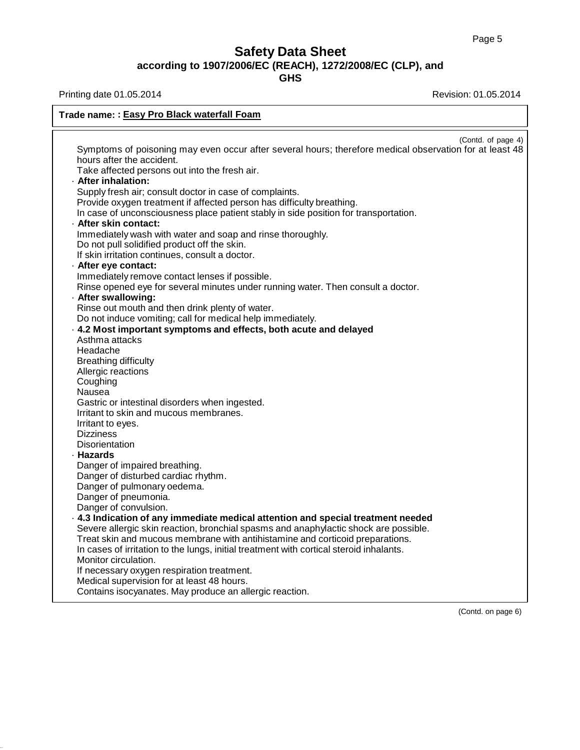(Contd. of page 4)

Symptoms of poisoning may even occur after several hours; therefore medical observation for at least 48 hours after the accident.

Take affected persons out into the fresh air.

· **After inhalation:**

Supply fresh air; consult doctor in case of complaints.

Provide oxygen treatment if affected person has difficulty breathing.

In case of unconsciousness place patient stably in side position for transportation.

· **After skin contact:**

Immediately wash with water and soap and rinse thoroughly.

Do not pull solidified product off the skin.

If skin irritation continues, consult a doctor.

· **After eye contact:**

Immediately remove contact lenses if possible.

Rinse opened eye for several minutes under running water. Then consult a doctor.

· **After swallowing:**

Rinse out mouth and then drink plenty of water.

Do not induce vomiting; call for medical help immediately.

· **4.2 Most important symptoms and effects, both acute and delayed**

Asthma attacks
Headache
Breathing difficulty
Allergic reactions
Coughing
Nausea
Gastric or intestinal disorders when ingested.
Irritant to skin and mucous membranes.
Irritant to eyes.
Dizziness
Disorientation

· **Hazards**

Danger of impaired breathing.
Danger of disturbed cardiac rhythm.
Danger of pulmonary oedema.
Danger of pneumonia.
Danger of convulsion.

· **4.3 Indication of any immediate medical attention and special treatment needed**

Severe allergic skin reaction, bronchial spasms and anaphylactic shock are possible.
Treat skin and mucous membrane with antihistamine and corticoid preparations.
In cases of irritation to the lungs, initial treatment with cortical steroid inhalants.
Monitor circulation.
If necessary oxygen respiration treatment.
Medical supervision for at least 48 hours.
Contains isocyanates. May produce an allergic reaction.

(Contd. on page 6)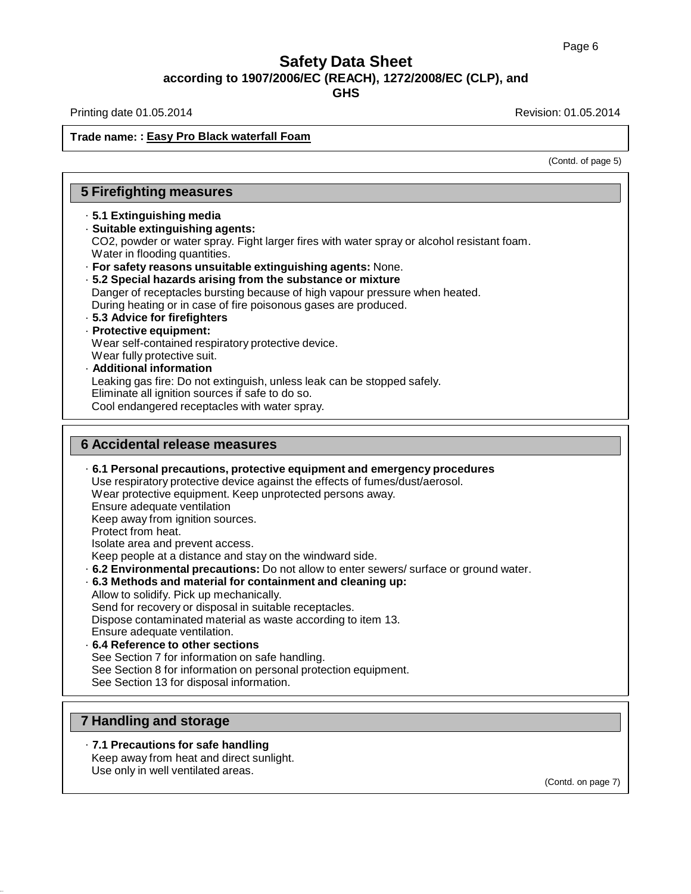**Trade name: : Easy Pro Black waterfall Foam**

(Contd. of page 5)

## 5 Firefighting measures

· **5.1 Extinguishing media**
· **Suitable extinguishing agents:**
$CO_2$, powder or water spray. Fight larger fires with water spray or alcohol resistant foam.
Water in flooding quantities.
· **For safety reasons unsuitable extinguishing agents:** None.
· **5.2 Special hazards arising from the substance or mixture**
Danger of receptacles bursting because of high vapour pressure when heated.
During heating or in case of fire poisonous gases are produced.
· **5.3 Advice for firefighters**
· **Protective equipment:**
Wear self-contained respiratory protective device.
Wear fully protective suit.
· **Additional information**
Leaking gas fire: Do not extinguish, unless leak can be stopped safely.
Eliminate all ignition sources if safe to do so.
Cool endangered receptacles with water spray.

## 6 Accidental release measures

· **6.1 Personal precautions, protective equipment and emergency procedures**
Use respiratory protective device against the effects of fumes/dust/aerosol.
Wear protective equipment. Keep unprotected persons away.
Ensure adequate ventilation
Keep away from ignition sources.
Protect from heat.
Isolate area and prevent access.
Keep people at a distance and stay on the windward side.
· **6.2 Environmental precautions:** Do not allow to enter sewers/ surface or ground water.
· **6.3 Methods and material for containment and cleaning up:**
Allow to solidify. Pick up mechanically.
Send for recovery or disposal in suitable receptacles.
Dispose contaminated material as waste according to item 13.
Ensure adequate ventilation.
· **6.4 Reference to other sections**
See Section 7 for information on safe handling.
See Section 8 for information on personal protection equipment.
See Section 13 for disposal information.

## 7 Handling and storage

· **7.1 Precautions for safe handling**
Keep away from heat and direct sunlight.
Use only in well ventilated areas.

(Contd. on page 7)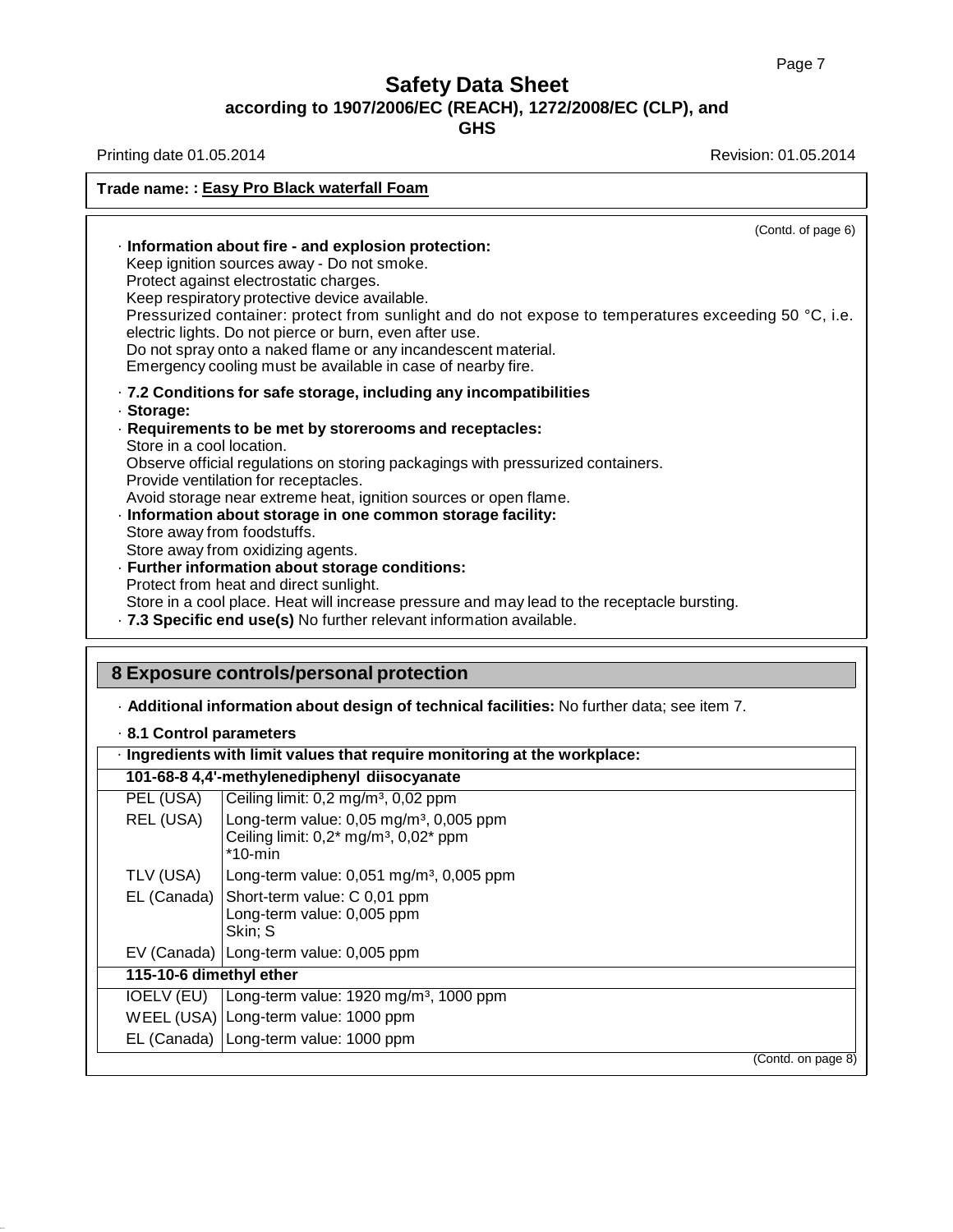# Safety Data Sheet

**according to 1907/2006/EC (REACH), 1272/2008/EC (CLP), and GHS**

Printing date 01.05.2014 Revision: 01.05.2014

**Trade name: : Easy Pro Black waterfall Foam**

(Contd. of page 6)

· **Information about fire - and explosion protection:**
Keep ignition sources away - Do not smoke.
Protect against electrostatic charges.
Keep respiratory protective device available.
Pressurized container: protect from sunlight and do not expose to temperatures exceeding 50 °C, i.e. electric lights. Do not pierce or burn, even after use.
Do not spray onto a naked flame or any incandescent material.
Emergency cooling must be available in case of nearby fire.

· **7.2 Conditions for safe storage, including any incompatibilities**
· **Storage:**
· **Requirements to be met by storerooms and receptacles:**
Store in a cool location.
Observe official regulations on storing packagings with pressurized containers.
Provide ventilation for receptacles.
Avoid storage near extreme heat, ignition sources or open flame.
· **Information about storage in one common storage facility:**
Store away from foodstuffs.
Store away from oxidizing agents.
· **Further information about storage conditions:**
Protect from heat and direct sunlight.
Store in a cool place. Heat will increase pressure and may lead to the receptacle bursting.
· **7.3 Specific end use(s)** No further relevant information available.

## 8 Exposure controls/personal protection

· **Additional information about design of technical facilities:** No further data; see item 7.

· **8.1 Control parameters**

| · Ingredients with limit values that require monitoring at the workplace: | |
|---|---|
| **101-68-8 4,4'-methylenediphenyl diisocyanate** | |
| PEL (USA) | Ceiling limit: 0,2 mg/m³, 0,02 ppm |
| REL (USA) | Long-term value: 0,05 mg/m³, 0,005 ppm<br>Ceiling limit: 0,2* mg/m³, 0,02* ppm<br>*10-min |
| TLV (USA) | Long-term value: 0,051 mg/m³, 0,005 ppm |
| EL (Canada) | Short-term value: C 0,01 ppm<br>Long-term value: 0,005 ppm<br>Skin; S |
| EV (Canada) | Long-term value: 0,005 ppm |
| **115-10-6 dimethyl ether** | |
| IOELV (EU) | Long-term value: 1920 mg/m³, 1000 ppm |
| WEEL (USA) | Long-term value: 1000 ppm |
| EL (Canada) | Long-term value: 1000 ppm |

(Contd. on page 8)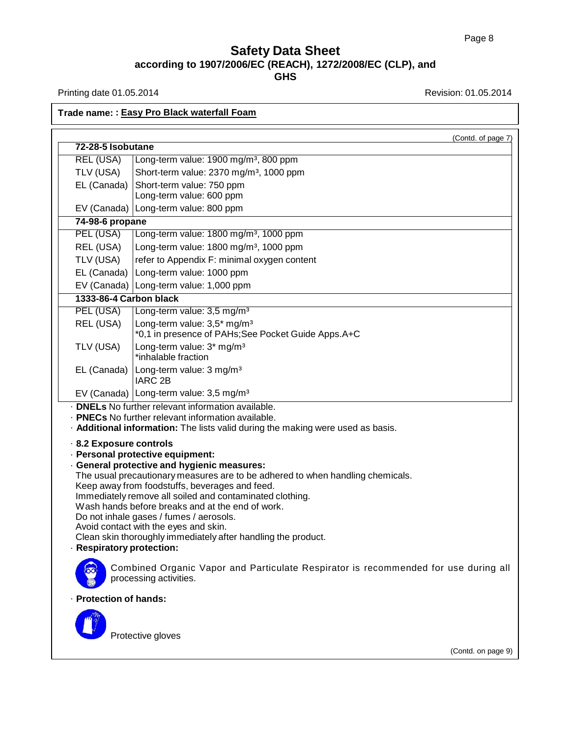# Safety Data Sheet
## according to 1907/2006/EC (REACH), 1272/2008/EC (CLP), and GHS

Printing date 01.05.2014 Revision: 01.05.2014

**Trade name: : Easy Pro Black waterfall Foam**

(Contd. of page 7)

| **72-28-5 Isobutane** | |
|---|---|
| REL (USA) | Long-term value: 1900 mg/m³, 800 ppm |
| TLV (USA) | Short-term value: 2370 mg/m³, 1000 ppm |
| EL (Canada) | Short-term value: 750 ppm<br>Long-term value: 600 ppm |
| EV (Canada) | Long-term value: 800 ppm |
| **74-98-6 propane** | |
| PEL (USA) | Long-term value: 1800 mg/m³, 1000 ppm |
| REL (USA) | Long-term value: 1800 mg/m³, 1000 ppm |
| TLV (USA) | refer to Appendix F: minimal oxygen content |
| EL (Canada) | Long-term value: 1000 ppm |
| EV (Canada) | Long-term value: 1,000 ppm |
| **1333-86-4 Carbon black** | |
| PEL (USA) | Long-term value: 3,5 mg/m³ |
| REL (USA) | Long-term value: 3,5* mg/m³<br>*0,1 in presence of PAHs;See Pocket Guide Apps.A+C |
| TLV (USA) | Long-term value: 3* mg/m³<br>*inhalable fraction |
| EL (Canada) | Long-term value: 3 mg/m³<br>IARC 2B |
| EV (Canada) | Long-term value: 3,5 mg/m³ |

· **DNELs** No further relevant information available.
· **PNECs** No further relevant information available.
· **Additional information:** The lists valid during the making were used as basis.

· **8.2 Exposure controls**
· **Personal protective equipment:**
· **General protective and hygienic measures:**
The usual precautionary measures are to be adhered to when handling chemicals.
Keep away from foodstuffs, beverages and feed.
Immediately remove all soiled and contaminated clothing.
Wash hands before breaks and at the end of work.
Do not inhale gases / fumes / aerosols.
Avoid contact with the eyes and skin.
Clean skin thoroughly immediately after handling the product.
· **Respiratory protection:**

Combined Organic Vapor and Particulate Respirator is recommended for use during all processing activities.

· **Protection of hands:**

Protective gloves

(Contd. on page 9)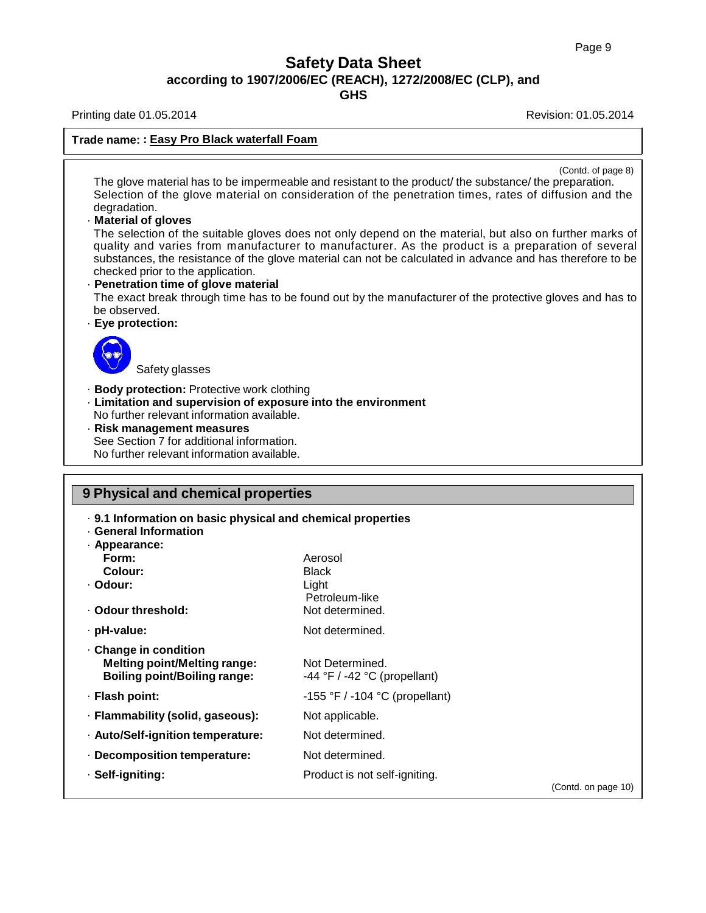# Safety Data Sheet

**according to 1907/2006/EC (REACH), 1272/2008/EC (CLP), and GHS**

Printing date 01.05.2014 Revision: 01.05.2014

**Trade name: : Easy Pro Black waterfall Foam**

(Contd. of page 8)

The glove material has to be impermeable and resistant to the product/ the substance/ the preparation. Selection of the glove material on consideration of the penetration times, rates of diffusion and the degradation.

· **Material of gloves**

The selection of the suitable gloves does not only depend on the material, but also on further marks of quality and varies from manufacturer to manufacturer. As the product is a preparation of several substances, the resistance of the glove material can not be calculated in advance and has therefore to be checked prior to the application.

· **Penetration time of glove material**

The exact break through time has to be found out by the manufacturer of the protective gloves and has to be observed.

· **Eye protection:**

Safety glasses

· **Body protection:** Protective work clothing

· **Limitation and supervision of exposure into the environment**

No further relevant information available.

· **Risk management measures**

See Section 7 for additional information.

No further relevant information available.

## 9 Physical and chemical properties

· **9.1 Information on basic physical and chemical properties**

· **General Information**

| Property | Value |
|---|---|
| · **Appearance:** | |
| **Form:** | Aerosol |
| **Colour:** | Black |
| · **Odour:** | Light Petroleum-like |
| · **Odour threshold:** | Not determined. |
| · **pH-value:** | Not determined. |
| · **Change in condition** | |
| **Melting point/Melting range:** | Not Determined. |
| **Boiling point/Boiling range:** | -44 °F / -42 °C (propellant) |
| · **Flash point:** | -155 °F / -104 °C (propellant) |
| · **Flammability (solid, gaseous):** | Not applicable. |
| · **Auto/Self-ignition temperature:** | Not determined. |
| · **Decomposition temperature:** | Not determined. |
| · **Self-igniting:** | Product is not self-igniting. |

(Contd. on page 10)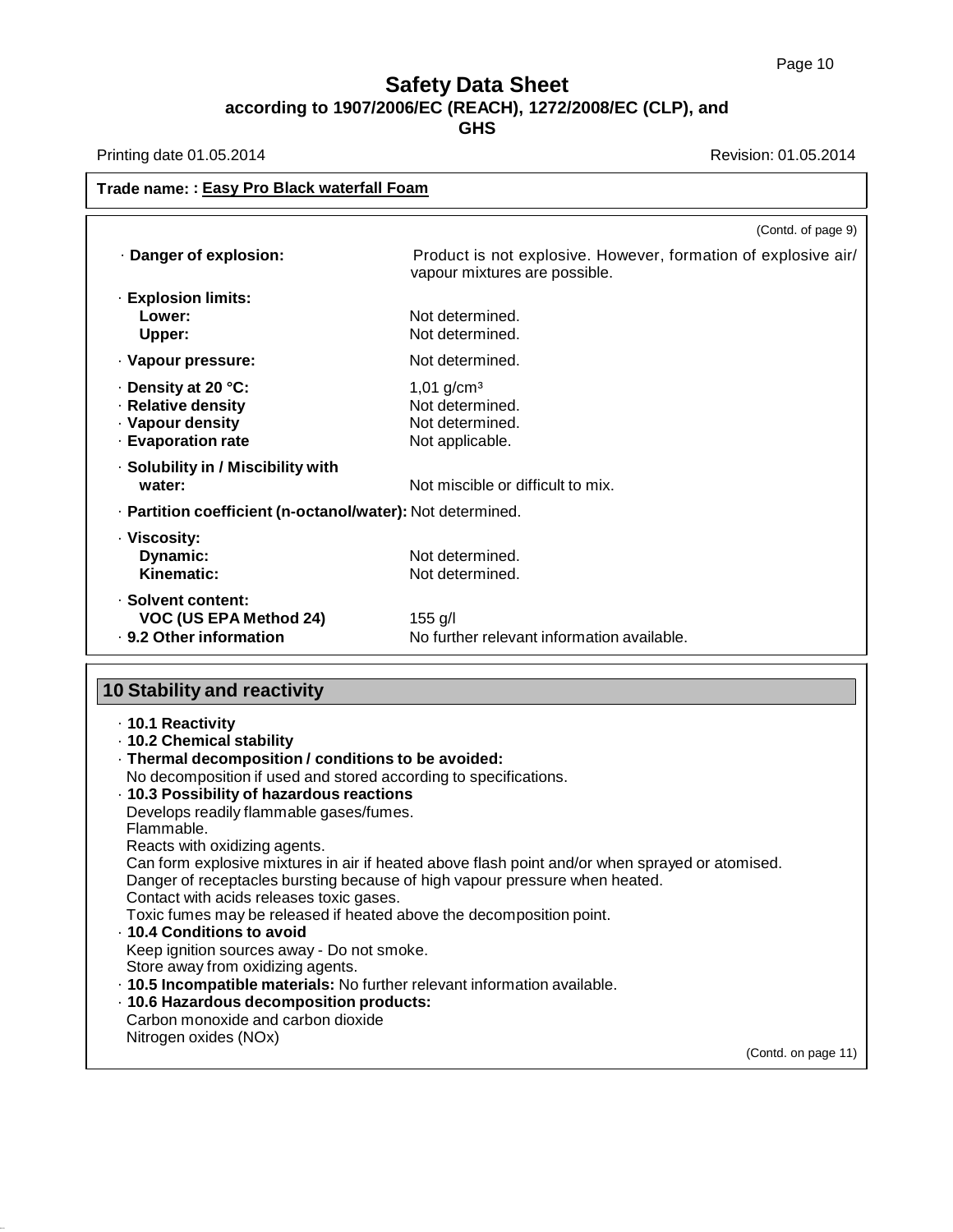**Safety Data Sheet**
**according to 1907/2006/EC (REACH), 1272/2008/EC (CLP), and GHS**

Printing date 01.05.2014 Revision: 01.05.2014

**Trade name: : Easy Pro Black waterfall Foam**

(Contd. of page 9)

| | |
|---|---|
| · **Danger of explosion:** | Product is not explosive. However, formation of explosive air/vapour mixtures are possible. |
| · **Explosion limits:** | |
| **Lower:** | Not determined. |
| **Upper:** | Not determined. |
| · **Vapour pressure:** | Not determined. |
| · **Density at 20 °C:** | 1,01 g/cm³ |
| · **Relative density** | Not determined. |
| · **Vapour density** | Not determined. |
| · **Evaporation rate** | Not applicable. |
| · **Solubility in / Miscibility with water:** | Not miscible or difficult to mix. |
| · **Partition coefficient (n-octanol/water):** | Not determined. |
| · **Viscosity:** | |
| **Dynamic:** | Not determined. |
| **Kinematic:** | Not determined. |
| · **Solvent content:** | |
| **VOC (US EPA Method 24)** | 155 g/l |
| · **9.2 Other information** | No further relevant information available. |

## 10 Stability and reactivity

· **10.1 Reactivity**
· **10.2 Chemical stability**
· **Thermal decomposition / conditions to be avoided:**
No decomposition if used and stored according to specifications.
· **10.3 Possibility of hazardous reactions**
Develops readily flammable gases/fumes.
Flammable.
Reacts with oxidizing agents.
Can form explosive mixtures in air if heated above flash point and/or when sprayed or atomised.
Danger of receptacles bursting because of high vapour pressure when heated.
Contact with acids releases toxic gases.
Toxic fumes may be released if heated above the decomposition point.
· **10.4 Conditions to avoid**
Keep ignition sources away - Do not smoke.
Store away from oxidizing agents.
· **10.5 Incompatible materials:** No further relevant information available.
· **10.6 Hazardous decomposition products:**
Carbon monoxide and carbon dioxide
Nitrogen oxides (NOx)

(Contd. on page 11)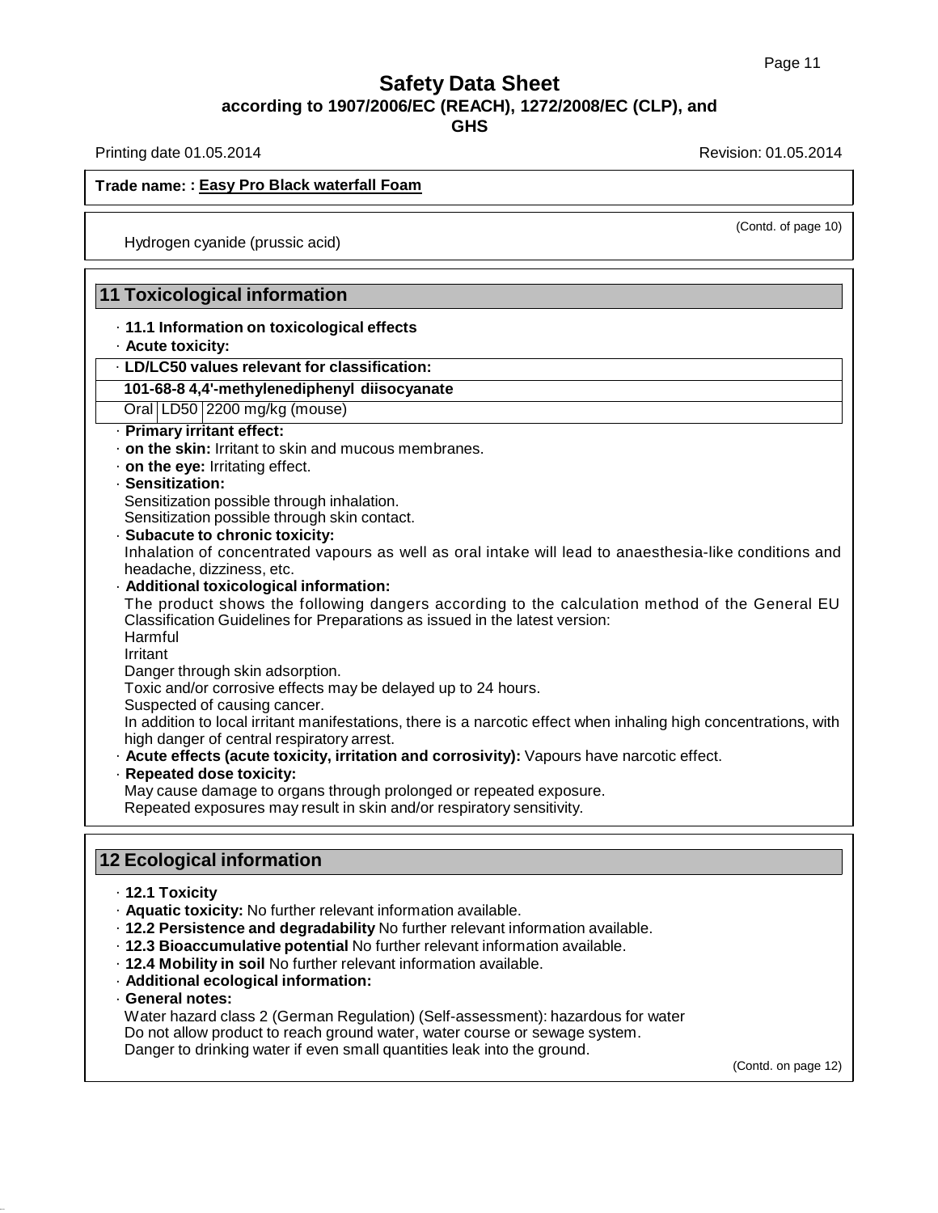Hydrogen cyanide (prussic acid)

## 11 Toxicological information

· **11.1 Information on toxicological effects**

· **Acute toxicity:**

| · LD/LC50 values relevant for classification: | | |
|---|---|---|
| **101-68-8 4,4'-methylenediphenyl diisocyanate** | | |
| Oral | LD50 | 2200 mg/kg (mouse) |

· **Primary irritant effect:**

· **on the skin:** Irritant to skin and mucous membranes.

· **on the eye:** Irritating effect.

· **Sensitization:**

Sensitization possible through inhalation.
Sensitization possible through skin contact.

· **Subacute to chronic toxicity:**

Inhalation of concentrated vapours as well as oral intake will lead to anaesthesia-like conditions and headache, dizziness, etc.

· **Additional toxicological information:**

The product shows the following dangers according to the calculation method of the General EU Classification Guidelines for Preparations as issued in the latest version:
Harmful
Irritant
Danger through skin adsorption.
Toxic and/or corrosive effects may be delayed up to 24 hours.
Suspected of causing cancer.
In addition to local irritant manifestations, there is a narcotic effect when inhaling high concentrations, with high danger of central respiratory arrest.

· **Acute effects (acute toxicity, irritation and corrosivity):** Vapours have narcotic effect.

· **Repeated dose toxicity:**

May cause damage to organs through prolonged or repeated exposure.
Repeated exposures may result in skin and/or respiratory sensitivity.

## 12 Ecological information

· **12.1 Toxicity**

· **Aquatic toxicity:** No further relevant information available.

· **12.2 Persistence and degradability** No further relevant information available.

· **12.3 Bioaccumulative potential** No further relevant information available.

· **12.4 Mobility in soil** No further relevant information available.

· **Additional ecological information:**

· **General notes:**

Water hazard class 2 (German Regulation) (Self-assessment): hazardous for water
Do not allow product to reach ground water, water course or sewage system.
Danger to drinking water if even small quantities leak into the ground.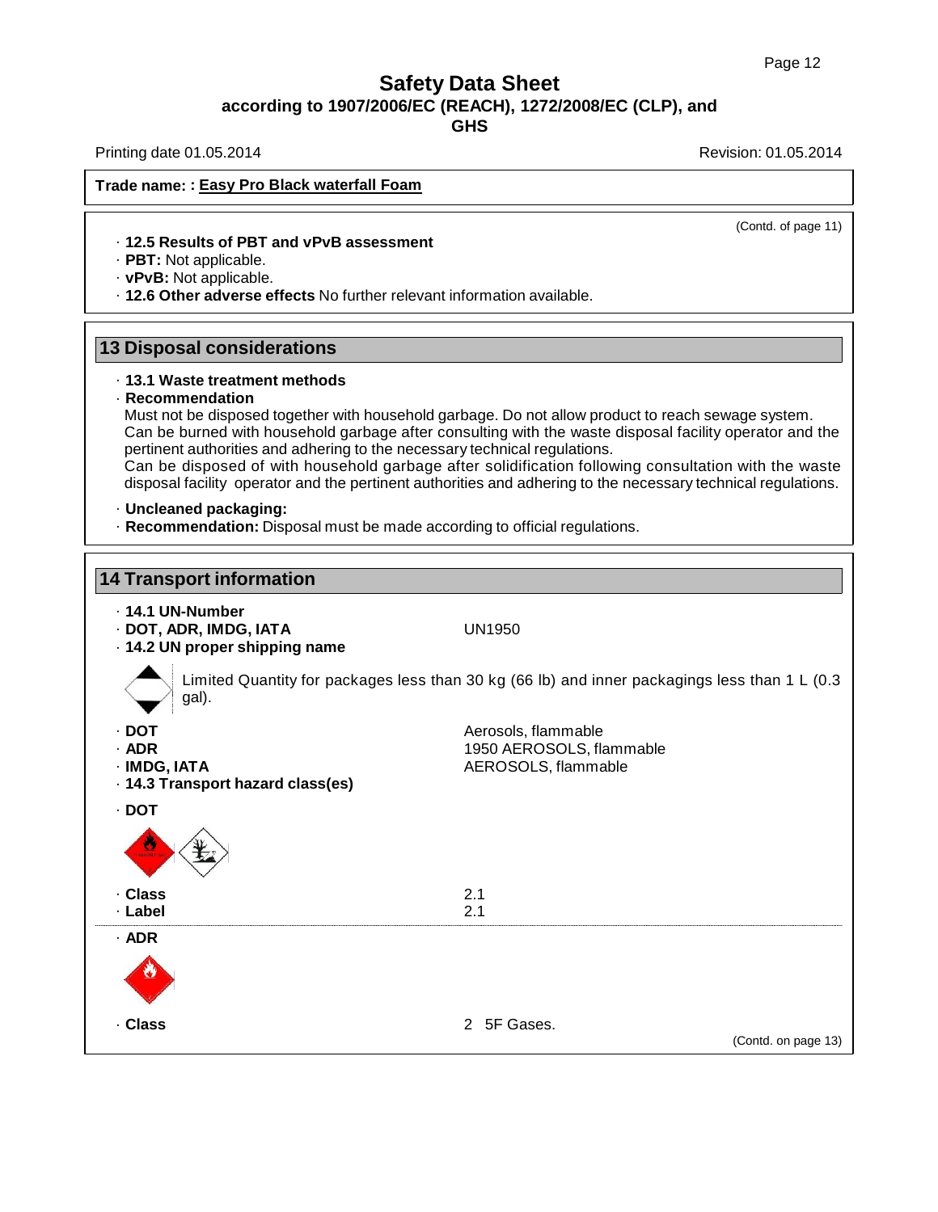Safety Data Sheet
according to 1907/2006/EC (REACH), 1272/2008/EC (CLP), and GHS

Printing date 01.05.2014 Revision: 01.05.2014

**Trade name: : Easy Pro Black waterfall Foam**

(Contd. of page 11)

- **12.5 Results of PBT and vPvB assessment**
- **PBT:** Not applicable.
- **vPvB:** Not applicable.
- **12.6 Other adverse effects** No further relevant information available.

## 13 Disposal considerations

- **13.1 Waste treatment methods**
- **Recommendation**

Must not be disposed together with household garbage. Do not allow product to reach sewage system.
Can be burned with household garbage after consulting with the waste disposal facility operator and the pertinent authorities and adhering to the necessary technical regulations.
Can be disposed of with household garbage after solidification following consultation with the waste disposal facility operator and the pertinent authorities and adhering to the necessary technical regulations.

- **Uncleaned packaging:**
- **Recommendation:** Disposal must be made according to official regulations.

## 14 Transport information

- **14.1 UN-Number**
- **DOT, ADR, IMDG, IATA** UN1950
- **14.2 UN proper shipping name**

Limited Quantity for packages less than 30 kg (66 lb) and inner packagings less than 1 L (0.3 gal).

- **DOT** Aerosols, flammable
- **ADR** 1950 AEROSOLS, flammable
- **IMDG, IATA** AEROSOLS, flammable
- **14.3 Transport hazard class(es)**

- **DOT**
- **Class** 2.1
- **Label** 2.1

- **ADR**
- **Class** 2 5F Gases.

(Contd. on page 13)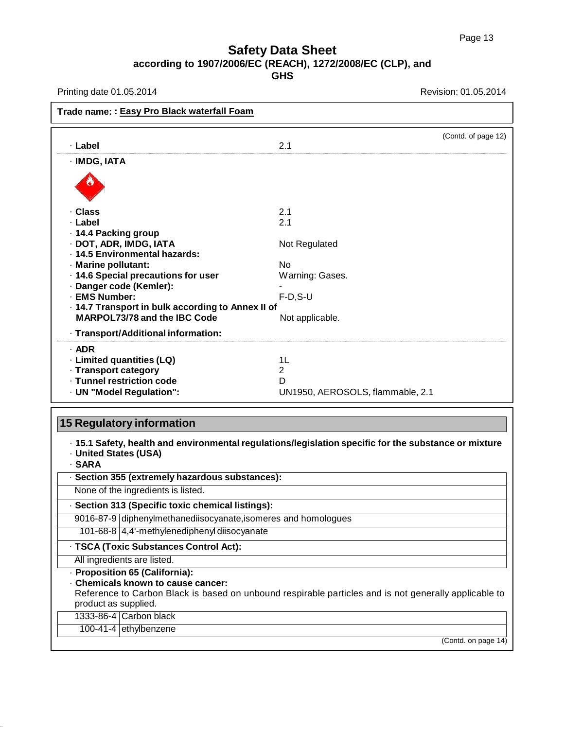# Safety Data Sheet
**according to 1907/2006/EC (REACH), 1272/2008/EC (CLP), and GHS**

Printing date 01.05.2014 Revision: 01.05.2014

**Trade name: : Easy Pro Black waterfall Foam**

(Contd. of page 12)

- · **Label** 2.1

- · **IMDG, IATA**

- · **Class** 2.1
- · **Label** 2.1
- · **14.4 Packing group**
- · **DOT, ADR, IMDG, IATA** Not Regulated
- · **14.5 Environmental hazards:**
- · **Marine pollutant:** No
- · **14.6 Special precautions for user** Warning: Gases.
- · **Danger code (Kemler):** -
- · **EMS Number:** F-D,S-U
- · **14.7 Transport in bulk according to Annex II of MARPOL73/78 and the IBC Code** Not applicable.

- · **Transport/Additional information:**

- · **ADR**
- · **Limited quantities (LQ)** 1L
- · **Transport category** 2
- · **Tunnel restriction code** D
- · **UN "Model Regulation":** UN1950, AEROSOLS, flammable, 2.1

## 15 Regulatory information

- · **15.1 Safety, health and environmental regulations/legislation specific for the substance or mixture**
- · **United States (USA)**
- · **SARA**

· **Section 355 (extremely hazardous substances):**

None of the ingredients is listed.

· **Section 313 (Specific toxic chemical listings):**

| | |
|---|---|
| 9016-87-9 | diphenylmethanediisocyanate,isomeres and homologues |
| 101-68-8 | 4,4'-methylenediphenyl diisocyanate |

· **TSCA (Toxic Substances Control Act):**

All ingredients are listed.

- · **Proposition 65 (California):**
- · **Chemicals known to cause cancer:**

Reference to Carbon Black is based on unbound respirable particles and is not generally applicable to product as supplied.

| | |
|---|---|
| 1333-86-4 | Carbon black |
| 100-41-4 | ethylbenzene |

(Contd. on page 14)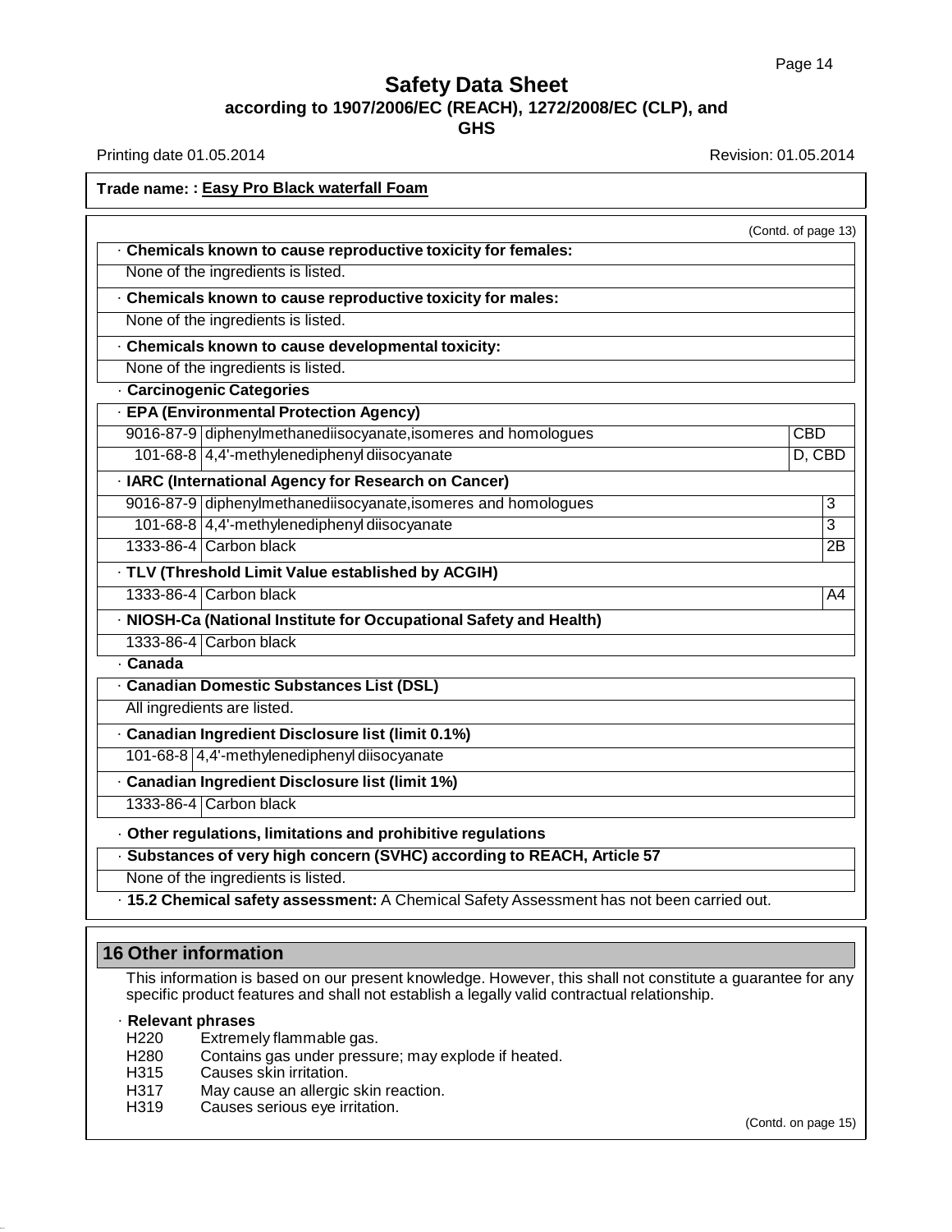# Safety Data Sheet
**according to 1907/2006/EC (REACH), 1272/2008/EC (CLP), and GHS**

Printing date 01.05.2014 Revision: 01.05.2014

**Trade name: : Easy Pro Black waterfall Foam**

(Contd. of page 13)

· **Chemicals known to cause reproductive toxicity for females:**

None of the ingredients is listed.

· **Chemicals known to cause reproductive toxicity for males:**

None of the ingredients is listed.

· **Chemicals known to cause developmental toxicity:**

None of the ingredients is listed.

· **Carcinogenic Categories**

· **EPA (Environmental Protection Agency)**

| | | |
|---|---|---|
| 9016-87-9 | diphenylmethanediisocyanate,isomeres and homologues | CBD |
| 101-68-8 | 4,4'-methylenediphenyl diisocyanate | D, CBD |

· **IARC (International Agency for Research on Cancer)**

| | | |
|---|---|---|
| 9016-87-9 | diphenylmethanediisocyanate,isomeres and homologues | 3 |
| 101-68-8 | 4,4'-methylenediphenyl diisocyanate | 3 |
| 1333-86-4 | Carbon black | 2B |

· **TLV (Threshold Limit Value established by ACGIH)**

| | | |
|---|---|---|
| 1333-86-4 | Carbon black | A4 |

· **NIOSH-Ca (National Institute for Occupational Safety and Health)**

| | |
|---|---|
| 1333-86-4 | Carbon black |

· **Canada**

· **Canadian Domestic Substances List (DSL)**

All ingredients are listed.

· **Canadian Ingredient Disclosure list (limit 0.1%)**

| | |
|---|---|
| 101-68-8 | 4,4'-methylenediphenyl diisocyanate |

· **Canadian Ingredient Disclosure list (limit 1%)**

| | |
|---|---|
| 1333-86-4 | Carbon black |

· **Other regulations, limitations and prohibitive regulations**

· **Substances of very high concern (SVHC) according to REACH, Article 57**

None of the ingredients is listed.

· **15.2 Chemical safety assessment:** A Chemical Safety Assessment has not been carried out.

## 16 Other information

This information is based on our present knowledge. However, this shall not constitute a guarantee for any specific product features and shall not establish a legally valid contractual relationship.

· **Relevant phrases**

H220 Extremely flammable gas.
H280 Contains gas under pressure; may explode if heated.
H315 Causes skin irritation.
H317 May cause an allergic skin reaction.
H319 Causes serious eye irritation.

(Contd. on page 15)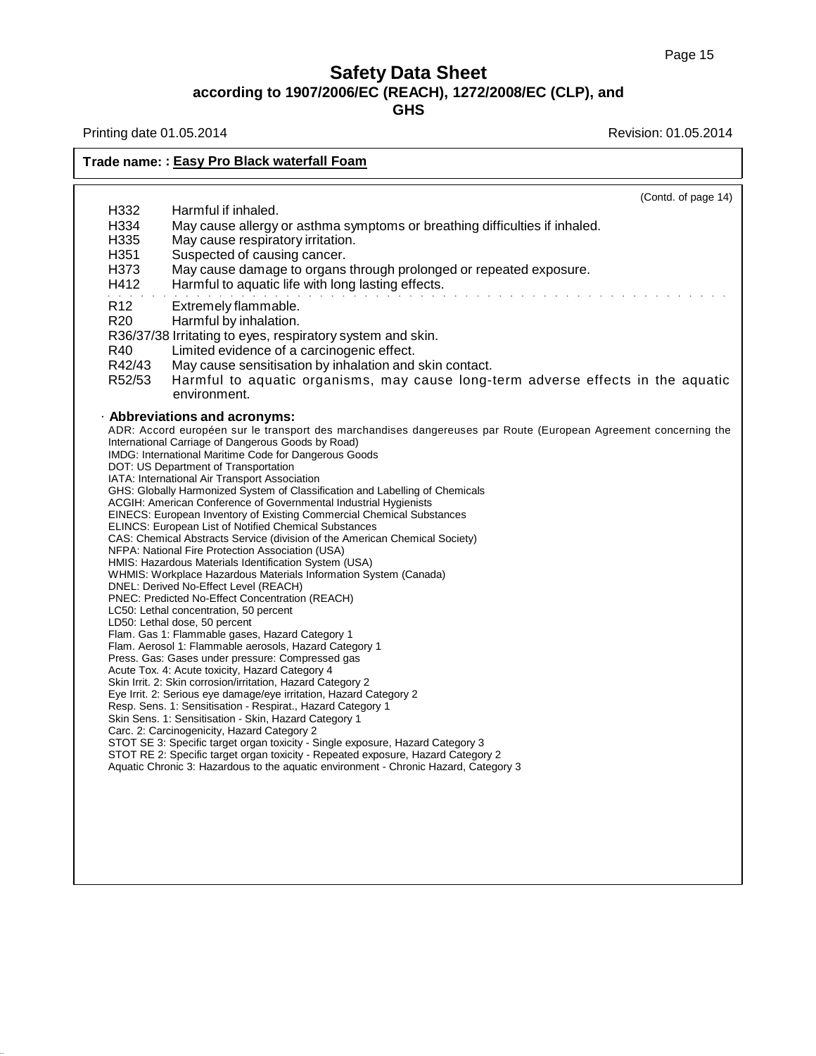# Safety Data Sheet
**according to 1907/2006/EC (REACH), 1272/2008/EC (CLP), and GHS**

Printing date 01.05.2014 Revision: 01.05.2014

**Trade name: : Easy Pro Black waterfall Foam**

(Contd. of page 14)

H332 Harmful if inhaled.
H334 May cause allergy or asthma symptoms or breathing difficulties if inhaled.
H335 May cause respiratory irritation.
H351 Suspected of causing cancer.
H373 May cause damage to organs through prolonged or repeated exposure.
H412 Harmful to aquatic life with long lasting effects.

R12 Extremely flammable.
R20 Harmful by inhalation.
R36/37/38 Irritating to eyes, respiratory system and skin.
R40 Limited evidence of a carcinogenic effect.
R42/43 May cause sensitisation by inhalation and skin contact.
R52/53 Harmful to aquatic organisms, may cause long-term adverse effects in the aquatic environment.

· **Abbreviations and acronyms:**
ADR: Accord européen sur le transport des marchandises dangereuses par Route (European Agreement concerning the International Carriage of Dangerous Goods by Road)
IMDG: International Maritime Code for Dangerous Goods
DOT: US Department of Transportation
IATA: International Air Transport Association
GHS: Globally Harmonized System of Classification and Labelling of Chemicals
ACGIH: American Conference of Governmental Industrial Hygienists
EINECS: European Inventory of Existing Commercial Chemical Substances
ELINCS: European List of Notified Chemical Substances
CAS: Chemical Abstracts Service (division of the American Chemical Society)
NFPA: National Fire Protection Association (USA)
HMIS: Hazardous Materials Identification System (USA)
WHMIS: Workplace Hazardous Materials Information System (Canada)
DNEL: Derived No-Effect Level (REACH)
PNEC: Predicted No-Effect Concentration (REACH)
LC50: Lethal concentration, 50 percent
LD50: Lethal dose, 50 percent
Flam. Gas 1: Flammable gases, Hazard Category 1
Flam. Aerosol 1: Flammable aerosols, Hazard Category 1
Press. Gas: Gases under pressure: Compressed gas
Acute Tox. 4: Acute toxicity, Hazard Category 4
Skin Irrit. 2: Skin corrosion/irritation, Hazard Category 2
Eye Irrit. 2: Serious eye damage/eye irritation, Hazard Category 2
Resp. Sens. 1: Sensitisation - Respirat., Hazard Category 1
Skin Sens. 1: Sensitisation - Skin, Hazard Category 1
Carc. 2: Carcinogenicity, Hazard Category 2
STOT SE 3: Specific target organ toxicity - Single exposure, Hazard Category 3
STOT RE 2: Specific target organ toxicity - Repeated exposure, Hazard Category 2
Aquatic Chronic 3: Hazardous to the aquatic environment - Chronic Hazard, Category 3